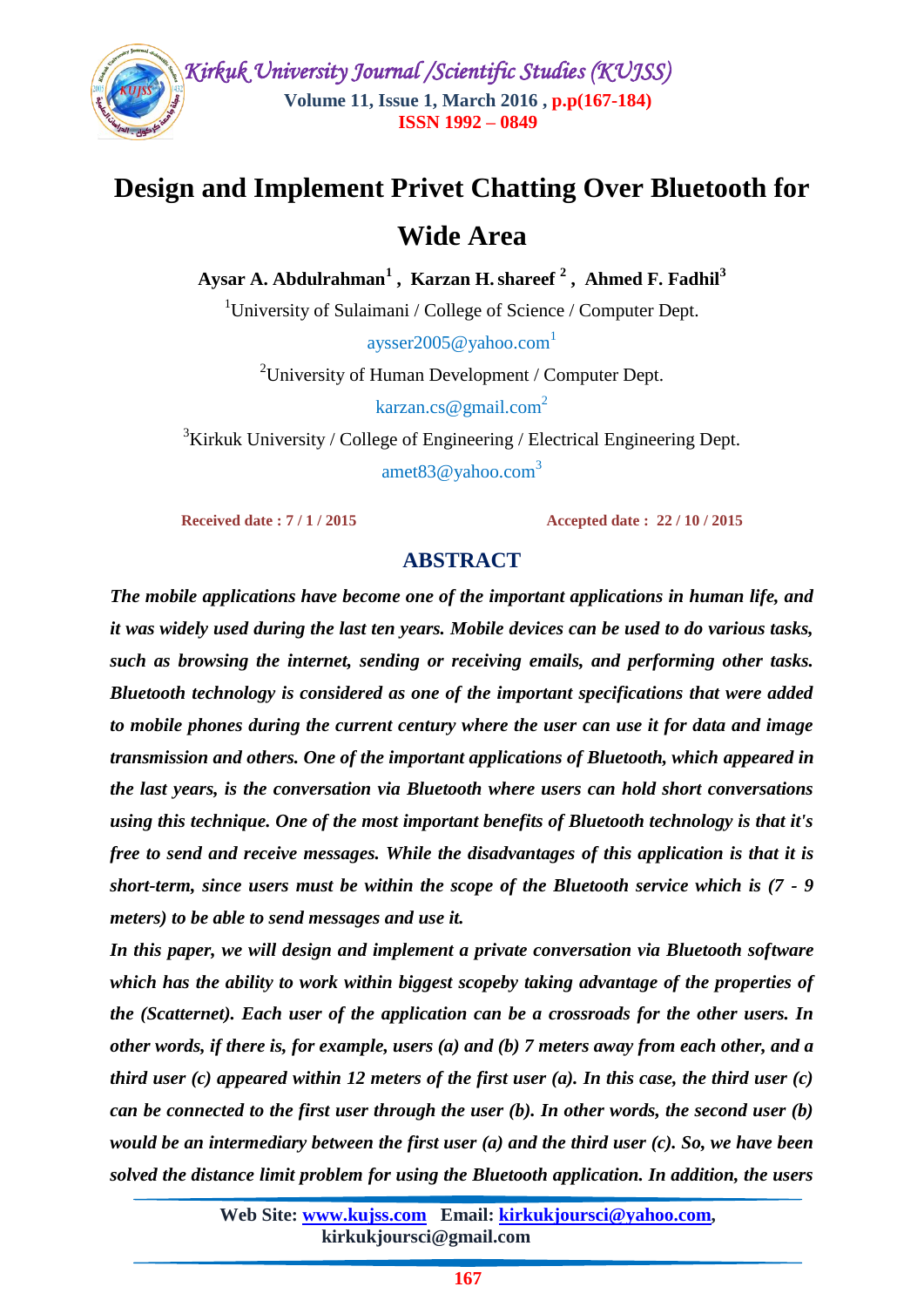# Design and Implement Privet Chatting Over Bluetooth for Wide Area

**Aysar A. Abdulrahman[1] , Karzan H. shareef [2] , Ahmed F. Fadhil[3]**

[1]University of Sulaimani / College of Science / Computer Dept.

aysser2005@yahoo.com[1]

[2]University of Human Development / Computer Dept.

karzan.cs@gmail.com[2]

[3]Kirkuk University / College of Engineering / Electrical Engineering Dept.

amet83@yahoo.com[3]

**Received date : 7 / 1 / 2015** **Accepted date : 22 / 10 / 2015**

## ABSTRACT

***The mobile applications have become one of the important applications in human life, and it was widely used during the last ten years. Mobile devices can be used to do various tasks, such as browsing the internet, sending or receiving emails, and performing other tasks. Bluetooth technology is considered as one of the important specifications that were added to mobile phones during the current century where the user can use it for data and image transmission and others. One of the important applications of Bluetooth, which appeared in the last years, is the conversation via Bluetooth where users can hold short conversations using this technique. One of the most important benefits of Bluetooth technology is that it's free to send and receive messages. While the disadvantages of this application is that it is short-term, since users must be within the scope of the Bluetooth service which is (7 - 9 meters) to be able to send messages and use it.***

***In this paper, we will design and implement a private conversation via Bluetooth software which has the ability to work within biggest scopeby taking advantage of the properties of the (Scatternet). Each user of the application can be a crossroads for the other users. In other words, if there is, for example, users (a) and (b) 7 meters away from each other, and a third user (c) appeared within 12 meters of the first user (a). In this case, the third user (c) can be connected to the first user through the user (b). In other words, the second user (b) would be an intermediary between the first user (a) and the third user (c). So, we have been solved the distance limit problem for using the Bluetooth application. In addition, the users***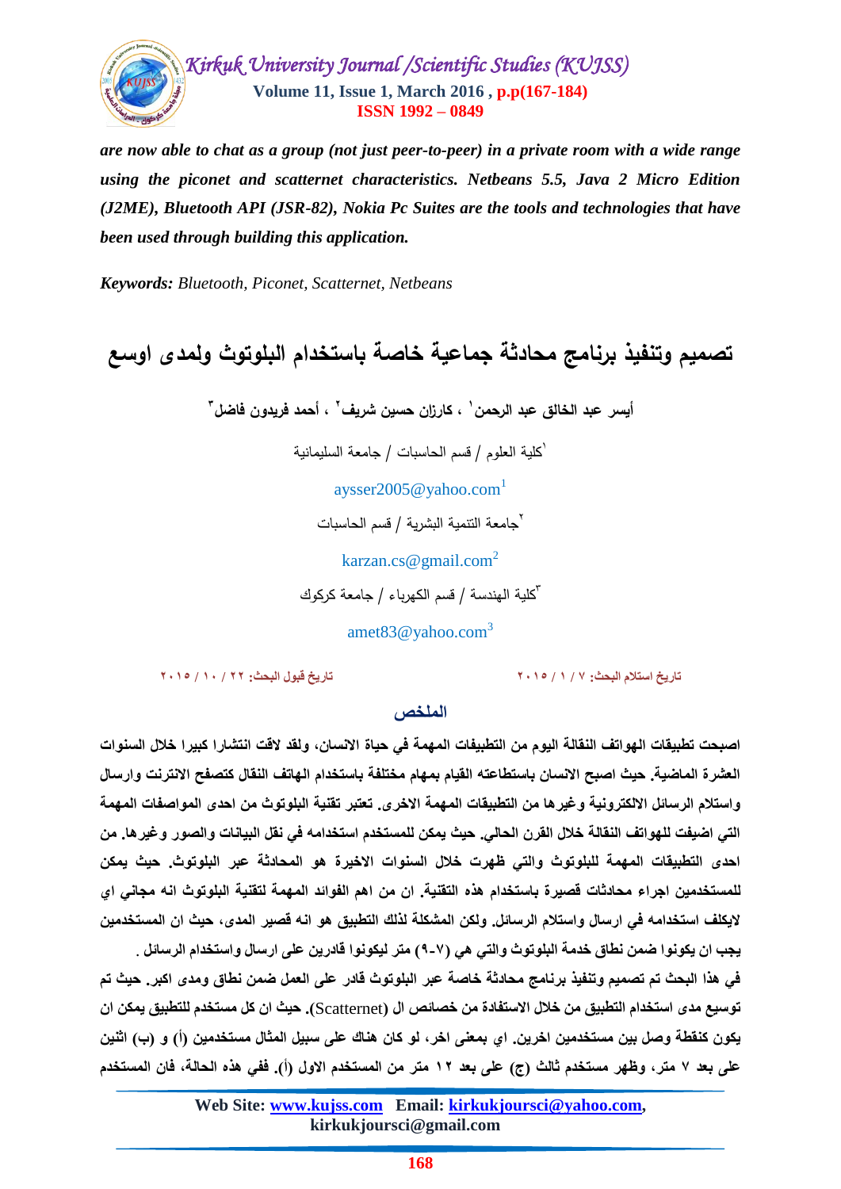***are now able to chat as a group (not just peer-to-peer) in a private room with a wide range using the piconet and scatternet characteristics. Netbeans 5.5, Java 2 Micro Edition (J2ME), Bluetooth API (JSR-82), Nokia Pc Suites are the tools and technologies that have been used through building this application.***

***Keywords:*** *Bluetooth, Piconet, Scatternet, Netbeans*

# تصميم وتنفيذ برنامج محادثة جماعية خاصة باستخدام البلوتوث ولمدى اوسع

**أيسر عبد الخالق عبد الرحمن[١] ، كارزان حسين شريف[٢] ، أحمد فريدون فاضل[٣]**

[١]كلية العلوم / قسم الحاسبات / جامعة السليمانية

aysser2005@yahoo.com[1]

[٢]جامعة التنمية البشرية / قسم الحاسبات

karzan.cs@gmail.com[2]

[٣]كلية الهندسة / قسم الكهرباء / جامعة كركوك

amet83@yahoo.com[3]

تاريخ استلام البحث: ٧ / ١ / ٢٠١٥ تاريخ قبول البحث: ٢٢ / ١٠ / ٢٠١٥

## الملخص

**اصبحت تطبيقات الهواتف النقالة اليوم من التطبيقات المهمة في حياة الانسان، ولقد لاقت انتشارا كبيرا خلال السنوات العشرة الماضية. حيث اصبح الانسان باستطاعته القيام بمهام مختلفة باستخدام الهاتف النقال كتصفح الانترنت وارسال واستلام الرسائل الالكترونية وغيرها من التطبيقات المهمة الاخرى. تعتبر تقنية البلوتوث من احدى المواصفات المهمة التي اضيفت للهواتف النقالة خلال القرن الحالي. حيث يمكن للمستخدم استخدامه في نقل البيانات والصور وغيرها. من احدى التطبيقات المهمة للبلوتوث والتي ظهرت خلال السنوات الاخيرة هو المحادثة عبر البلوتوث. حيث يمكن للمستخدمين اجراء محادثات قصيرة باستخدام هذه التقنية. ان من اهم الفوائد المهمة لتقنية البلوتوث انه مجاني اي لايكلف استخدامه في ارسال واستلام الرسائل. ولكن المشكلة لذلك التطبيق هو انه قصير المدى، حيث ان المستخدمين يجب ان يكونوا ضمن نطاق خدمة البلوتوث والتي هي (٧-٩) متر ليكونوا قادرين على ارسال واستخدام الرسائل .**

**في هذا البحث تم تصميم وتنفيذ برنامج محادثة خاصة عبر البلوتوث قادر على العمل ضمن نطاق ومدى اكبر. حيث تم توسيع مدى استخدام التطبيق من خلال الاستفادة من خصائص ال (Scatternet). حيث ان كل مستخدم للتطبيق يمكن ان يكون كنقطة وصل بين مستخدمين اخرين. اي بمعنى اخر، لو كان هناك على سبيل المثال مستخدمين (أ) و (ب) اثنين على بعد ٧ متر، وظهر مستخدم ثالث (ج) على بعد ١٢ متر من المستخدم الاول (أ). ففي هذه الحالة، فان المستخدم**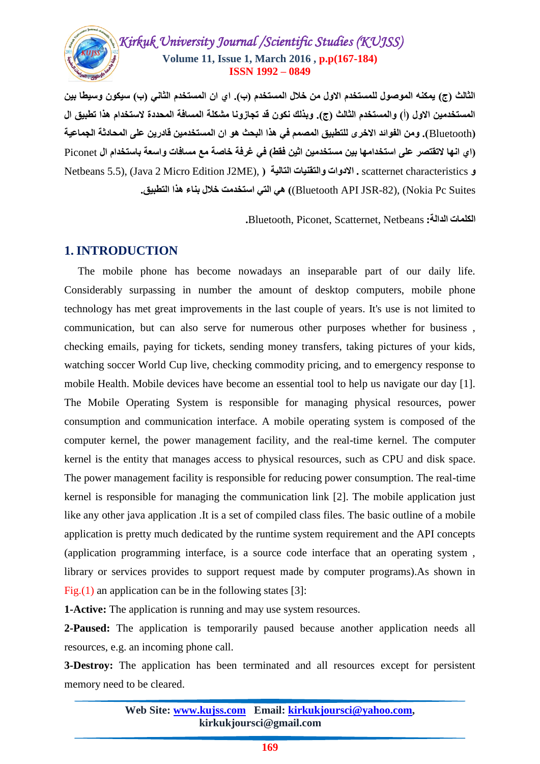الثالث (ج) يمكنه الموصول للمستخدم الاول من خلال المستخدم (ب). اي ان المستخدم الثاني (ب) سيكون وسيطا بين المستخدمين الاول (أ) والمستخدم الثالث (ج). وبذلك نكون قد تجاوزنا مشكلة المسافة المحددة لاستخدام هذا تطبيق ال (Bluetooth). ومن الفوائد الاخرى للتطبيق المصمم في هذا البحث هو ان المستخدمين قادرين على المحادثة الجماعية (اي انها لاتقتصر على استخدامها بين مستخدمين اثين فقط) في غرفة خاصة مع مسافات واسعة باستخدام ال Piconet و scatternet characteristics . الادوات والتقنيات التالية ( Netbeans 5.5), (Java 2 Micro Edition J2ME), (Bluetooth API JSR-82), (Nokia Pc Suites)) هي التي استخدمت خلال بناء هذا التطبيق.

**الكلمات الدالة:** Bluetooth, Piconet, Scatternet, Netbeans.

## 1. INTRODUCTION

The mobile phone has become nowadays an inseparable part of our daily life. Considerably surpassing in number the amount of desktop computers, mobile phone technology has met great improvements in the last couple of years. It's use is not limited to communication, but can also serve for numerous other purposes whether for business , checking emails, paying for tickets, sending money transfers, taking pictures of your kids, watching soccer World Cup live, checking commodity pricing, and to emergency response to mobile Health. Mobile devices have become an essential tool to help us navigate our day [1]. The Mobile Operating System is responsible for managing physical resources, power consumption and communication interface. A mobile operating system is composed of the computer kernel, the power management facility, and the real-time kernel. The computer kernel is the entity that manages access to physical resources, such as CPU and disk space. The power management facility is responsible for reducing power consumption. The real-time kernel is responsible for managing the communication link [2]. The mobile application just like any other java application .It is a set of compiled class files. The basic outline of a mobile application is pretty much dedicated by the runtime system requirement and the API concepts (application programming interface, is a source code interface that an operating system , library or services provides to support request made by computer programs).As shown in Fig.(1) an application can be in the following states [3]:

**1-Active:** The application is running and may use system resources.

**2-Paused:** The application is temporarily paused because another application needs all resources, e.g. an incoming phone call.

**3-Destroy:** The application has been terminated and all resources except for persistent memory need to be cleared.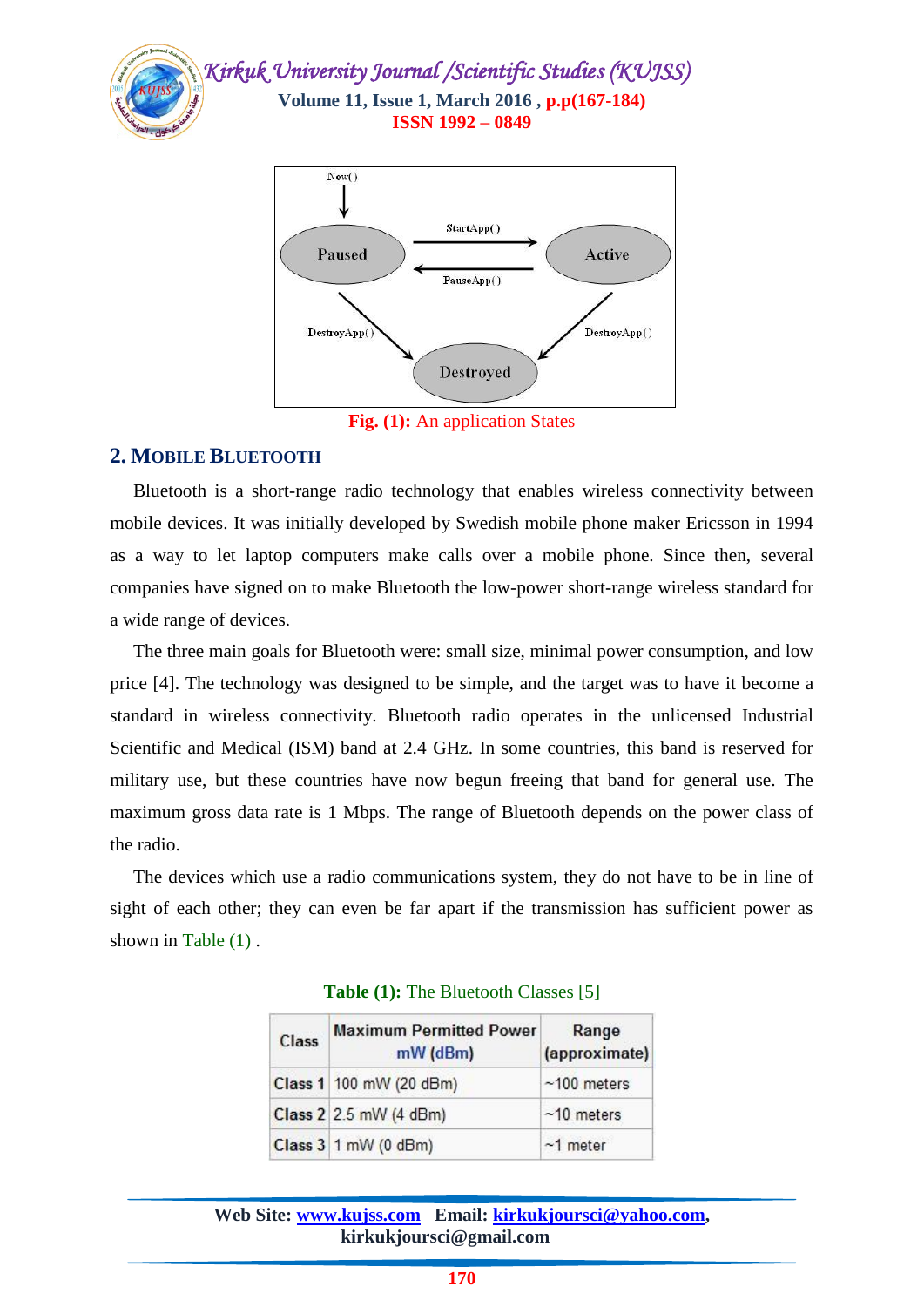Fig. (1): An application States

## 2. MOBILE BLUETOOTH

Bluetooth is a short-range radio technology that enables wireless connectivity between mobile devices. It was initially developed by Swedish mobile phone maker Ericsson in 1994 as a way to let laptop computers make calls over a mobile phone. Since then, several companies have signed on to make Bluetooth the low-power short-range wireless standard for a wide range of devices.

The three main goals for Bluetooth were: small size, minimal power consumption, and low price [4]. The technology was designed to be simple, and the target was to have it become a standard in wireless connectivity. Bluetooth radio operates in the unlicensed Industrial Scientific and Medical (ISM) band at 2.4 GHz. In some countries, this band is reserved for military use, but these countries have now begun freeing that band for general use. The maximum gross data rate is 1 Mbps. The range of Bluetooth depends on the power class of the radio.

The devices which use a radio communications system, they do not have to be in line of sight of each other; they can even be far apart if the transmission has sufficient power as shown in Table (1) .

**Table (1):** The Bluetooth Classes [5]

| Class | Maximum Permitted Power mW (dBm) | Range (approximate) |
|---|---|---|
| Class 1 | 100 mW (20 dBm) | ~100 meters |
| Class 2 | 2.5 mW (4 dBm) | ~10 meters |
| Class 3 | 1 mW (0 dBm) | ~1 meter |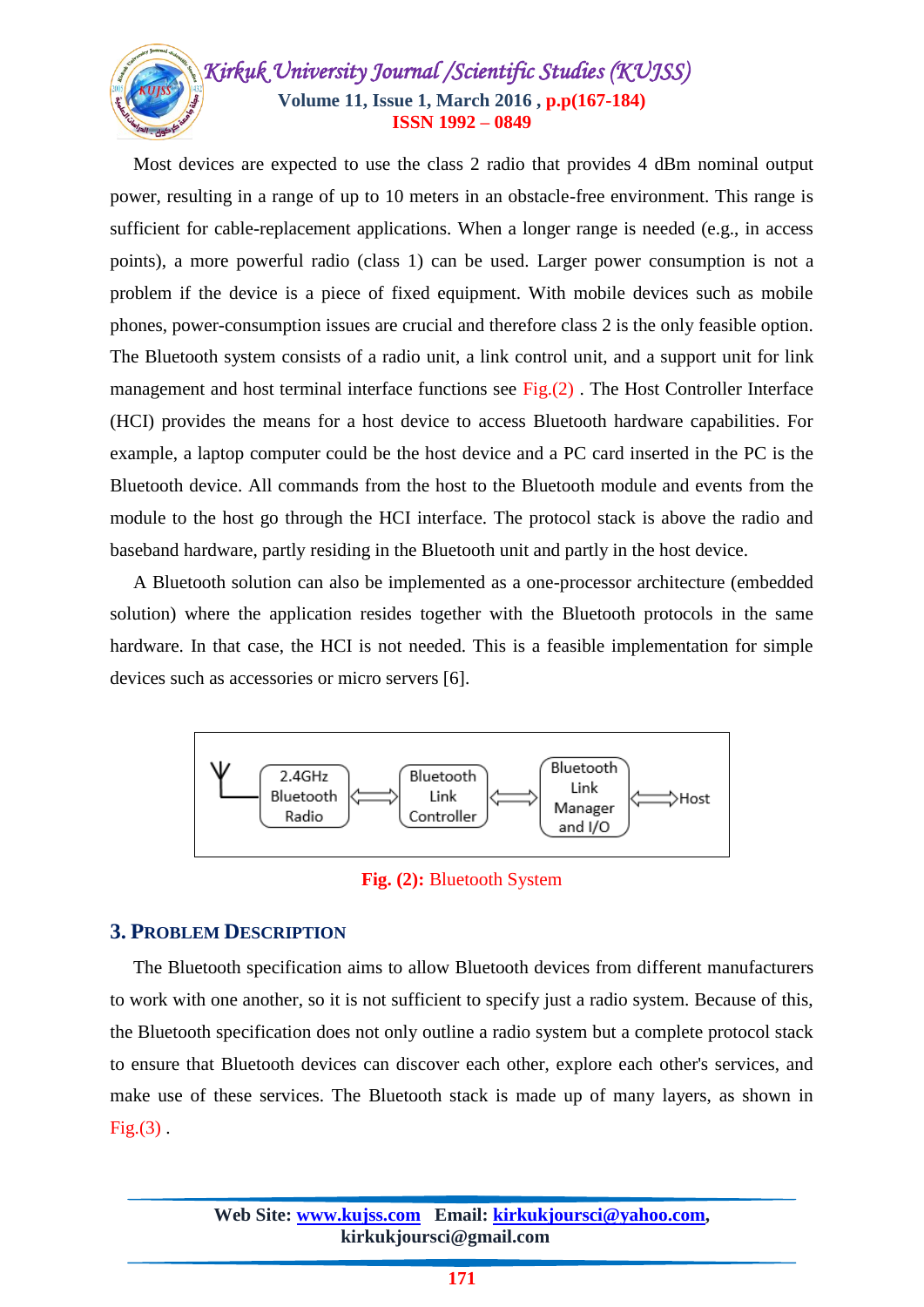Most devices are expected to use the class 2 radio that provides 4 dBm nominal output power, resulting in a range of up to 10 meters in an obstacle-free environment. This range is sufficient for cable-replacement applications. When a longer range is needed (e.g., in access points), a more powerful radio (class 1) can be used. Larger power consumption is not a problem if the device is a piece of fixed equipment. With mobile devices such as mobile phones, power-consumption issues are crucial and therefore class 2 is the only feasible option. The Bluetooth system consists of a radio unit, a link control unit, and a support unit for link management and host terminal interface functions see Fig.(2) . The Host Controller Interface (HCI) provides the means for a host device to access Bluetooth hardware capabilities. For example, a laptop computer could be the host device and a PC card inserted in the PC is the Bluetooth device. All commands from the host to the Bluetooth module and events from the module to the host go through the HCI interface. The protocol stack is above the radio and baseband hardware, partly residing in the Bluetooth unit and partly in the host device.

A Bluetooth solution can also be implemented as a one-processor architecture (embedded solution) where the application resides together with the Bluetooth protocols in the same hardware. In that case, the HCI is not needed. This is a feasible implementation for simple devices such as accessories or micro servers [6].

2.4GHz Bluetooth Radio ⟷ Bluetooth Link Controller ⟷ Bluetooth Link Manager and I/O ⟷ Host

**Fig. (2):** Bluetooth System

## 3. Problem Description

The Bluetooth specification aims to allow Bluetooth devices from different manufacturers to work with one another, so it is not sufficient to specify just a radio system. Because of this, the Bluetooth specification does not only outline a radio system but a complete protocol stack to ensure that Bluetooth devices can discover each other, explore each other's services, and make use of these services. The Bluetooth stack is made up of many layers, as shown in Fig.(3) .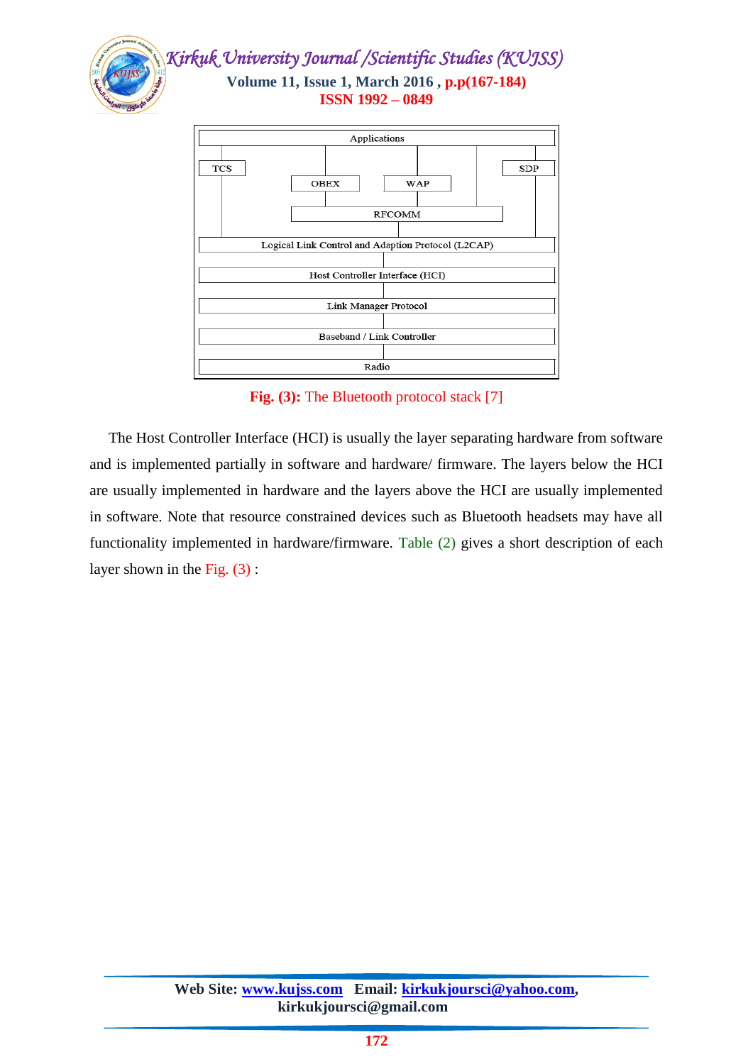Fig. (3): The Bluetooth protocol stack [7]

The Host Controller Interface (HCI) is usually the layer separating hardware from software and is implemented partially in software and hardware/ firmware. The layers below the HCI are usually implemented in hardware and the layers above the HCI are usually implemented in software. Note that resource constrained devices such as Bluetooth headsets may have all functionality implemented in hardware/firmware. Table (2) gives a short description of each layer shown in the Fig. (3) :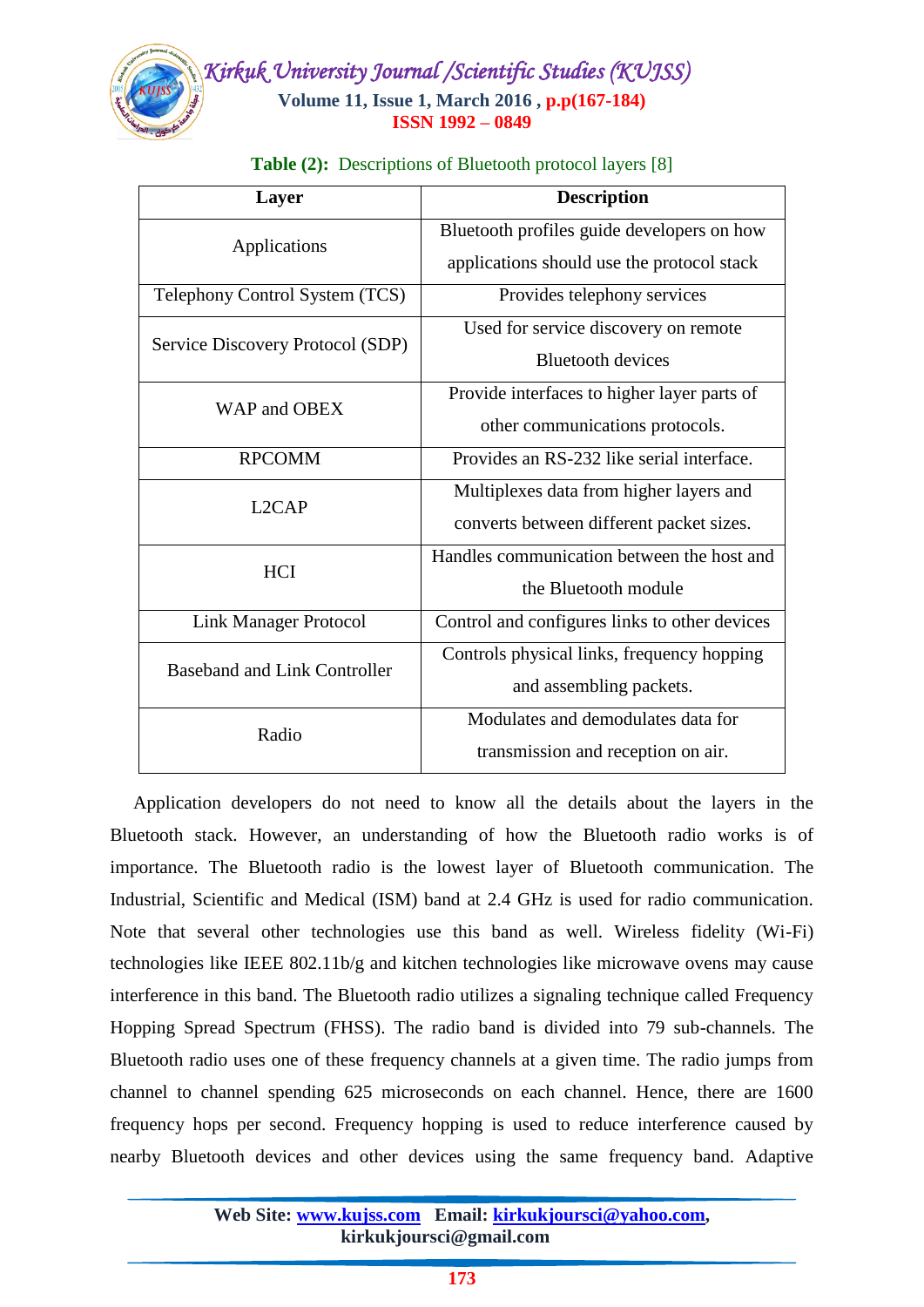**Table (2):** Descriptions of Bluetooth protocol layers [8]

| Layer | Description |
|---|---|
| Applications | Bluetooth profiles guide developers on how applications should use the protocol stack |
| Telephony Control System (TCS) | Provides telephony services |
| Service Discovery Protocol (SDP) | Used for service discovery on remote Bluetooth devices |
| WAP and OBEX | Provide interfaces to higher layer parts of other communications protocols. |
| RPCOMM | Provides an RS-232 like serial interface. |
| L2CAP | Multiplexes data from higher layers and converts between different packet sizes. |
| HCI | Handles communication between the host and the Bluetooth module |
| Link Manager Protocol | Control and configures links to other devices |
| Baseband and Link Controller | Controls physical links, frequency hopping and assembling packets. |
| Radio | Modulates and demodulates data for transmission and reception on air. |

Application developers do not need to know all the details about the layers in the Bluetooth stack. However, an understanding of how the Bluetooth radio works is of importance. The Bluetooth radio is the lowest layer of Bluetooth communication. The Industrial, Scientific and Medical (ISM) band at 2.4 GHz is used for radio communication. Note that several other technologies use this band as well. Wireless fidelity (Wi-Fi) technologies like IEEE 802.11b/g and kitchen technologies like microwave ovens may cause interference in this band. The Bluetooth radio utilizes a signaling technique called Frequency Hopping Spread Spectrum (FHSS). The radio band is divided into 79 sub-channels. The Bluetooth radio uses one of these frequency channels at a given time. The radio jumps from channel to channel spending 625 microseconds on each channel. Hence, there are 1600 frequency hops per second. Frequency hopping is used to reduce interference caused by nearby Bluetooth devices and other devices using the same frequency band. Adaptive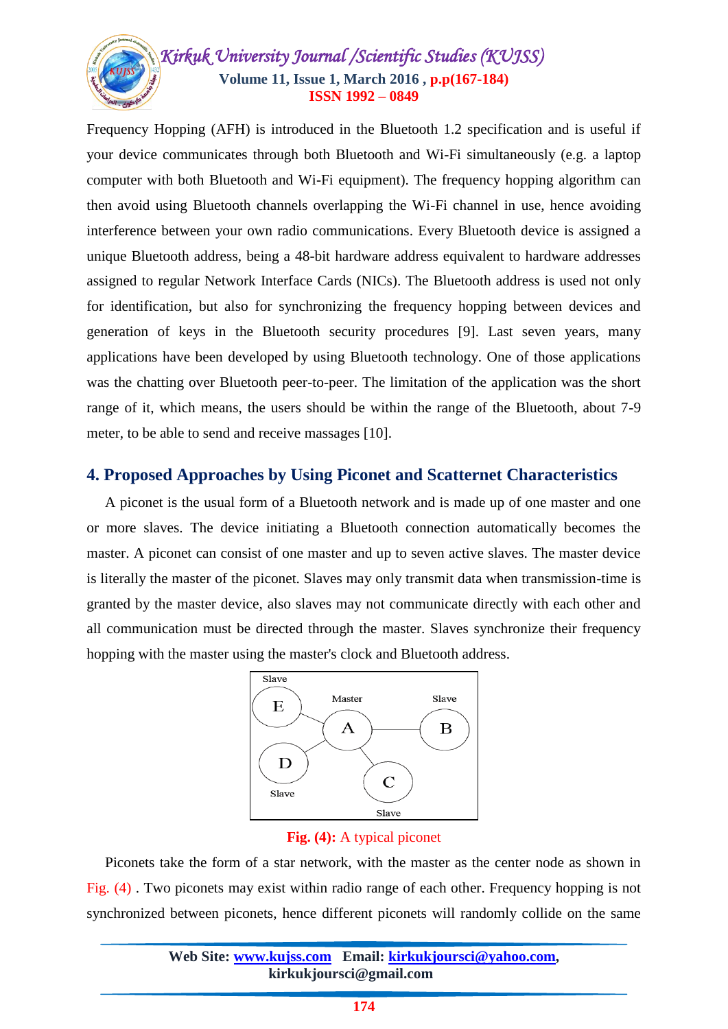Frequency Hopping (AFH) is introduced in the Bluetooth 1.2 specification and is useful if your device communicates through both Bluetooth and Wi-Fi simultaneously (e.g. a laptop computer with both Bluetooth and Wi-Fi equipment). The frequency hopping algorithm can then avoid using Bluetooth channels overlapping the Wi-Fi channel in use, hence avoiding interference between your own radio communications. Every Bluetooth device is assigned a unique Bluetooth address, being a 48-bit hardware address equivalent to hardware addresses assigned to regular Network Interface Cards (NICs). The Bluetooth address is used not only for identification, but also for synchronizing the frequency hopping between devices and generation of keys in the Bluetooth security procedures [9]. Last seven years, many applications have been developed by using Bluetooth technology. One of those applications was the chatting over Bluetooth peer-to-peer. The limitation of the application was the short range of it, which means, the users should be within the range of the Bluetooth, about 7-9 meter, to be able to send and receive massages [10].

## 4. Proposed Approaches by Using Piconet and Scatternet Characteristics

A piconet is the usual form of a Bluetooth network and is made up of one master and one or more slaves. The device initiating a Bluetooth connection automatically becomes the master. A piconet can consist of one master and up to seven active slaves. The master device is literally the master of the piconet. Slaves may only transmit data when transmission-time is granted by the master device, also slaves may not communicate directly with each other and all communication must be directed through the master. Slaves synchronize their frequency hopping with the master using the master's clock and Bluetooth address.

**Fig. (4):** A typical piconet

Piconets take the form of a star network, with the master as the center node as shown in Fig. (4) . Two piconets may exist within radio range of each other. Frequency hopping is not synchronized between piconets, hence different piconets will randomly collide on the same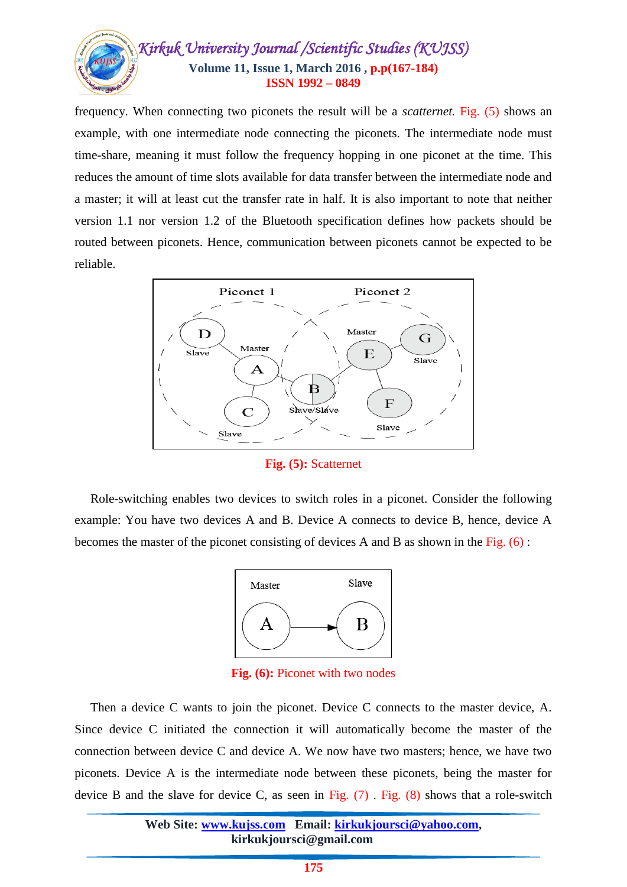frequency. When connecting two piconets the result will be a *scatternet.* Fig. (5) shows an example, with one intermediate node connecting the piconets. The intermediate node must time-share, meaning it must follow the frequency hopping in one piconet at the time. This reduces the amount of time slots available for data transfer between the intermediate node and a master; it will at least cut the transfer rate in half. It is also important to note that neither version 1.1 nor version 1.2 of the Bluetooth specification defines how packets should be routed between piconets. Hence, communication between piconets cannot be expected to be reliable.

**Fig. (5):** Scatternet

Role-switching enables two devices to switch roles in a piconet. Consider the following example: You have two devices A and B. Device A connects to device B, hence, device A becomes the master of the piconet consisting of devices A and B as shown in the Fig. (6) :

**Fig. (6):** Piconet with two nodes

Then a device C wants to join the piconet. Device C connects to the master device, A. Since device C initiated the connection it will automatically become the master of the connection between device C and device A. We now have two masters; hence, we have two piconets. Device A is the intermediate node between these piconets, being the master for device B and the slave for device C, as seen in Fig. (7) . Fig. (8) shows that a role-switch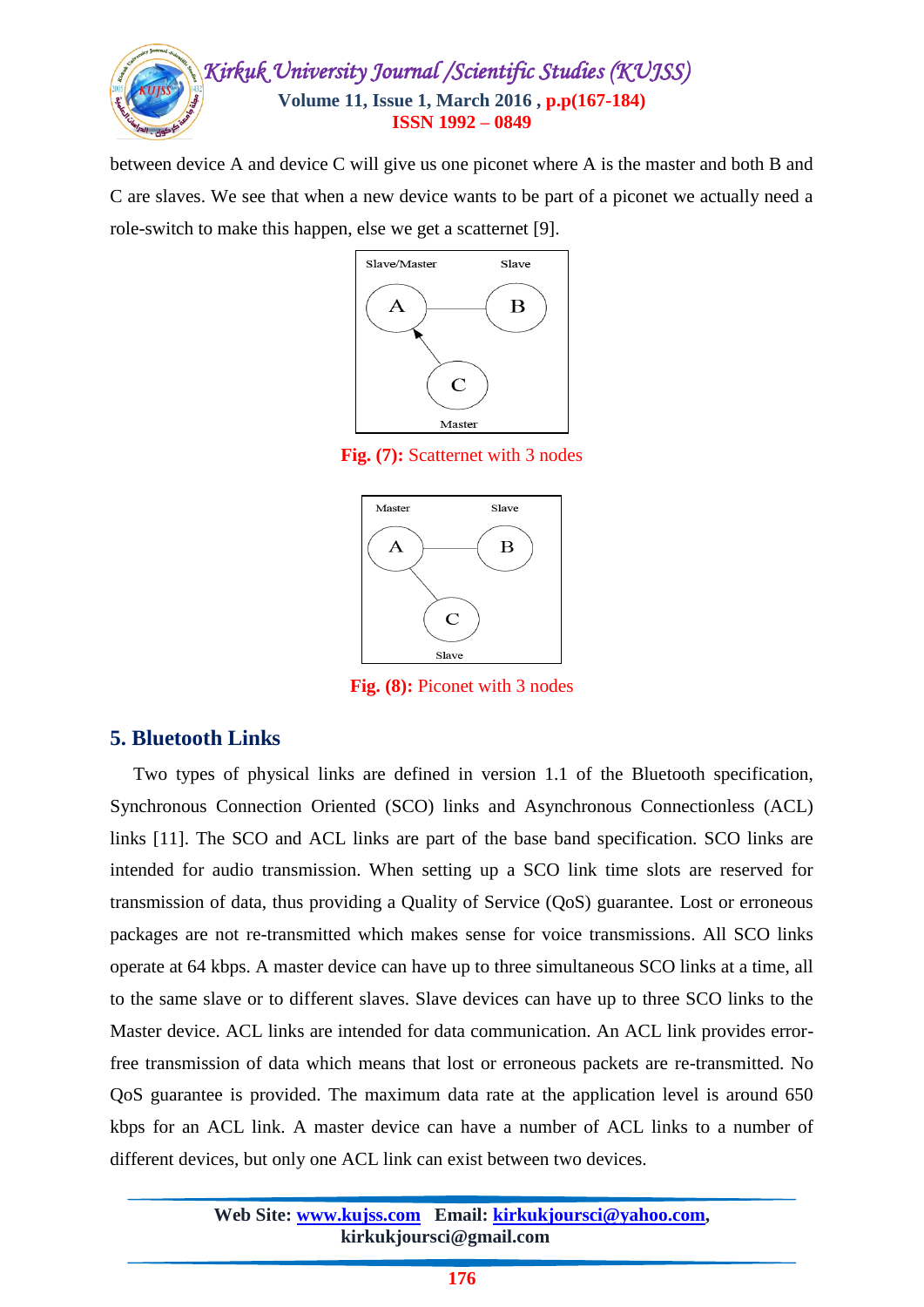between device A and device C will give us one piconet where A is the master and both B and C are slaves. We see that when a new device wants to be part of a piconet we actually need a role-switch to make this happen, else we get a scatternet [9].

**Fig. (7):** Scatternet with 3 nodes

**Fig. (8):** Piconet with 3 nodes

## 5. Bluetooth Links

Two types of physical links are defined in version 1.1 of the Bluetooth specification, Synchronous Connection Oriented (SCO) links and Asynchronous Connectionless (ACL) links [11]. The SCO and ACL links are part of the base band specification. SCO links are intended for audio transmission. When setting up a SCO link time slots are reserved for transmission of data, thus providing a Quality of Service (QoS) guarantee. Lost or erroneous packages are not re-transmitted which makes sense for voice transmissions. All SCO links operate at 64 kbps. A master device can have up to three simultaneous SCO links at a time, all to the same slave or to different slaves. Slave devices can have up to three SCO links to the Master device. ACL links are intended for data communication. An ACL link provides error-free transmission of data which means that lost or erroneous packets are re-transmitted. No QoS guarantee is provided. The maximum data rate at the application level is around 650 kbps for an ACL link. A master device can have a number of ACL links to a number of different devices, but only one ACL link can exist between two devices.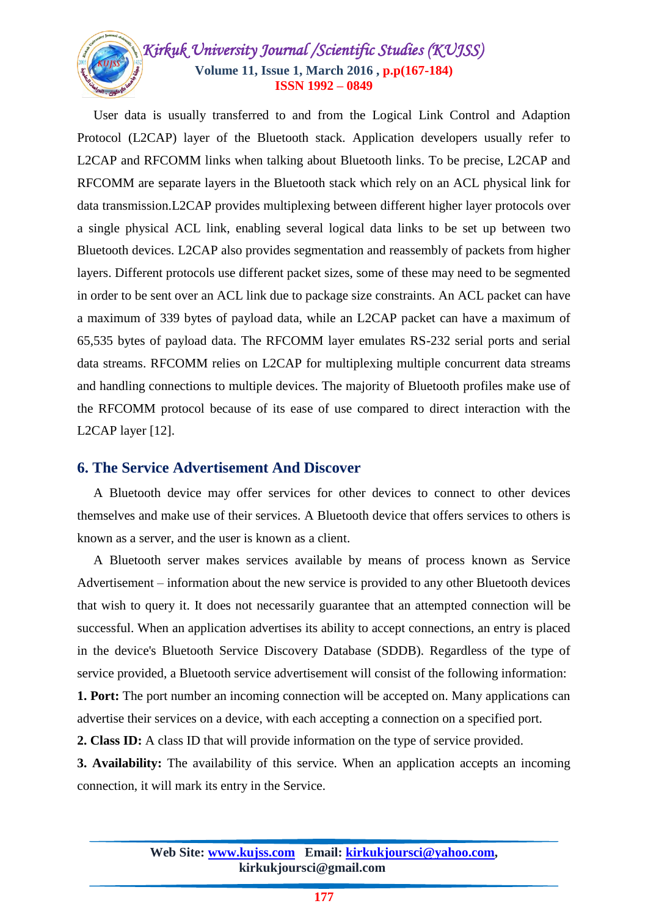User data is usually transferred to and from the Logical Link Control and Adaption Protocol (L2CAP) layer of the Bluetooth stack. Application developers usually refer to L2CAP and RFCOMM links when talking about Bluetooth links. To be precise, L2CAP and RFCOMM are separate layers in the Bluetooth stack which rely on an ACL physical link for data transmission.L2CAP provides multiplexing between different higher layer protocols over a single physical ACL link, enabling several logical data links to be set up between two Bluetooth devices. L2CAP also provides segmentation and reassembly of packets from higher layers. Different protocols use different packet sizes, some of these may need to be segmented in order to be sent over an ACL link due to package size constraints. An ACL packet can have a maximum of 339 bytes of payload data, while an L2CAP packet can have a maximum of 65,535 bytes of payload data. The RFCOMM layer emulates RS-232 serial ports and serial data streams. RFCOMM relies on L2CAP for multiplexing multiple concurrent data streams and handling connections to multiple devices. The majority of Bluetooth profiles make use of the RFCOMM protocol because of its ease of use compared to direct interaction with the L2CAP layer [12].

## 6. The Service Advertisement And Discover

A Bluetooth device may offer services for other devices to connect to other devices themselves and make use of their services. A Bluetooth device that offers services to others is known as a server, and the user is known as a client.

A Bluetooth server makes services available by means of process known as Service Advertisement – information about the new service is provided to any other Bluetooth devices that wish to query it. It does not necessarily guarantee that an attempted connection will be successful. When an application advertises its ability to accept connections, an entry is placed in the device's Bluetooth Service Discovery Database (SDDB). Regardless of the type of service provided, a Bluetooth service advertisement will consist of the following information:

**1. Port:** The port number an incoming connection will be accepted on. Many applications can advertise their services on a device, with each accepting a connection on a specified port.

**2. Class ID:** A class ID that will provide information on the type of service provided.

**3. Availability:** The availability of this service. When an application accepts an incoming connection, it will mark its entry in the Service.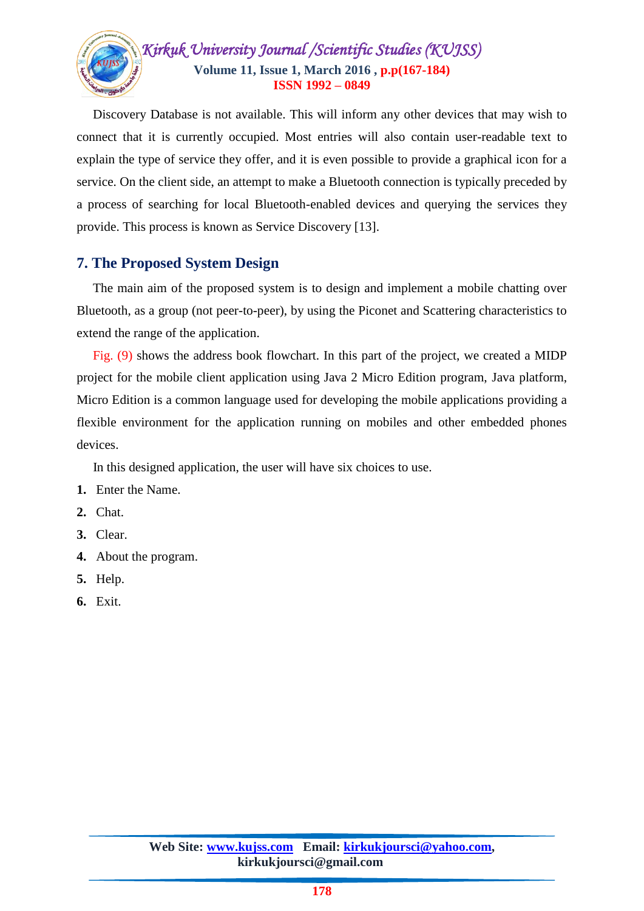Discovery Database is not available. This will inform any other devices that may wish to connect that it is currently occupied. Most entries will also contain user-readable text to explain the type of service they offer, and it is even possible to provide a graphical icon for a service. On the client side, an attempt to make a Bluetooth connection is typically preceded by a process of searching for local Bluetooth-enabled devices and querying the services they provide. This process is known as Service Discovery [13].

## 7. The Proposed System Design

The main aim of the proposed system is to design and implement a mobile chatting over Bluetooth, as a group (not peer-to-peer), by using the Piconet and Scattering characteristics to extend the range of the application.

Fig. (9) shows the address book flowchart. In this part of the project, we created a MIDP project for the mobile client application using Java 2 Micro Edition program, Java platform, Micro Edition is a common language used for developing the mobile applications providing a flexible environment for the application running on mobiles and other embedded phones devices.

In this designed application, the user will have six choices to use.

1. Enter the Name.
2. Chat.
3. Clear.
4. About the program.
5. Help.
6. Exit.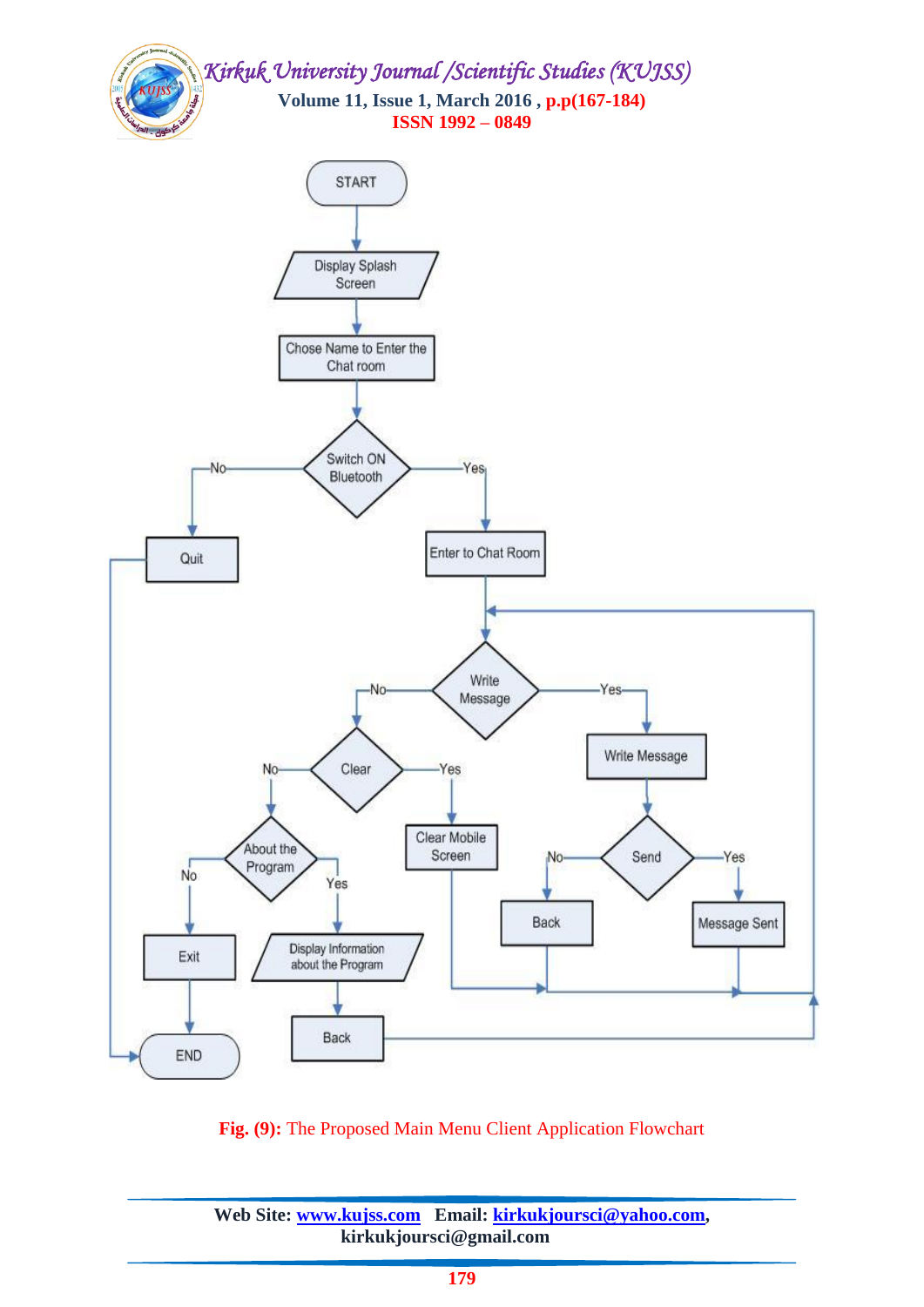START

Display Splash Screen

Chose Name to Enter the Chat room

Switch ON Bluetooth

No — Quit

Yes — Enter to Chat Room

Write Message

Yes — Write Message

Send

Yes — Message Sent

No — Back

No — Clear

Yes — Clear Mobile Screen

No — About the Program

Yes — Display Information about the Program

Back

No — Exit

END

**Fig. (9):** The Proposed Main Menu Client Application Flowchart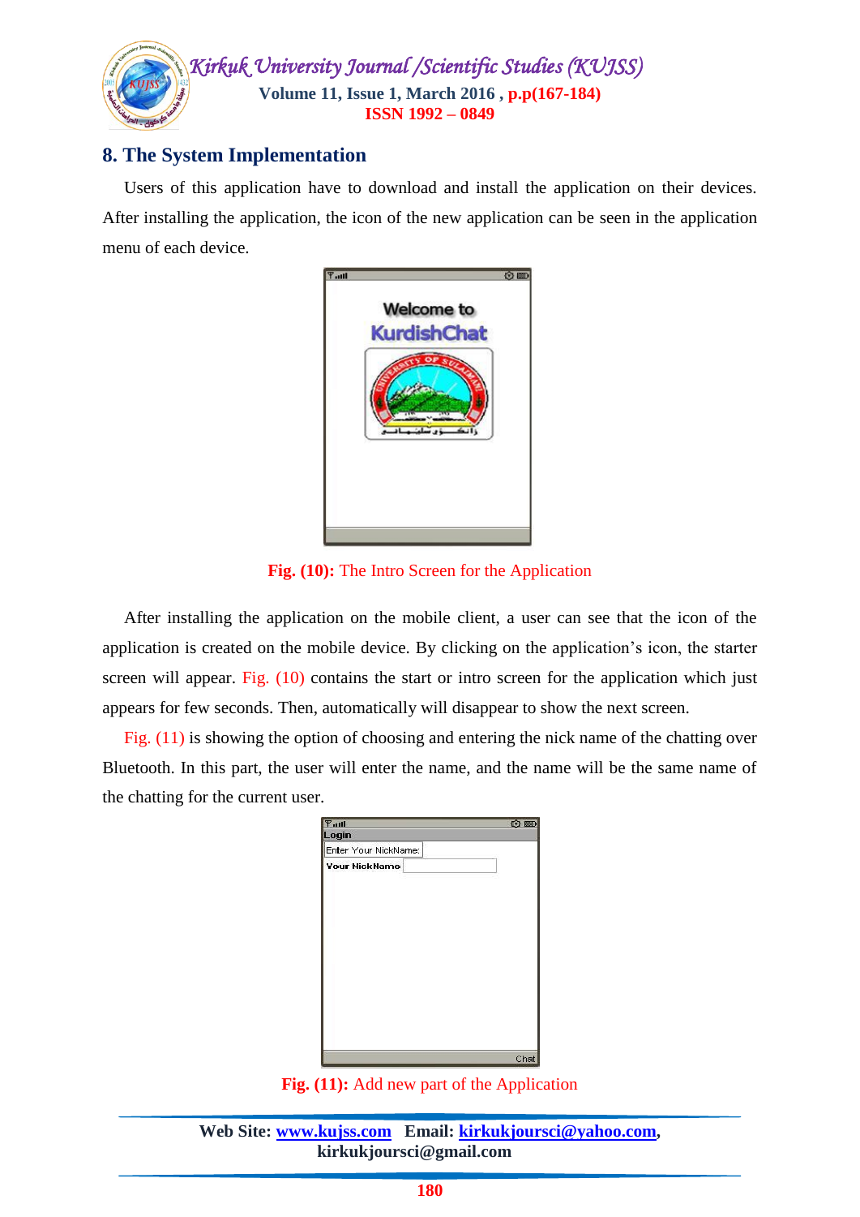## 8. The System Implementation

Users of this application have to download and install the application on their devices. After installing the application, the icon of the new application can be seen in the application menu of each device.

**Fig. (10):** The Intro Screen for the Application

After installing the application on the mobile client, a user can see that the icon of the application is created on the mobile device. By clicking on the application's icon, the starter screen will appear. Fig. (10) contains the start or intro screen for the application which just appears for few seconds. Then, automatically will disappear to show the next screen.

Fig. (11) is showing the option of choosing and entering the nick name of the chatting over Bluetooth. In this part, the user will enter the name, and the name will be the same name of the chatting for the current user.

**Fig. (11):** Add new part of the Application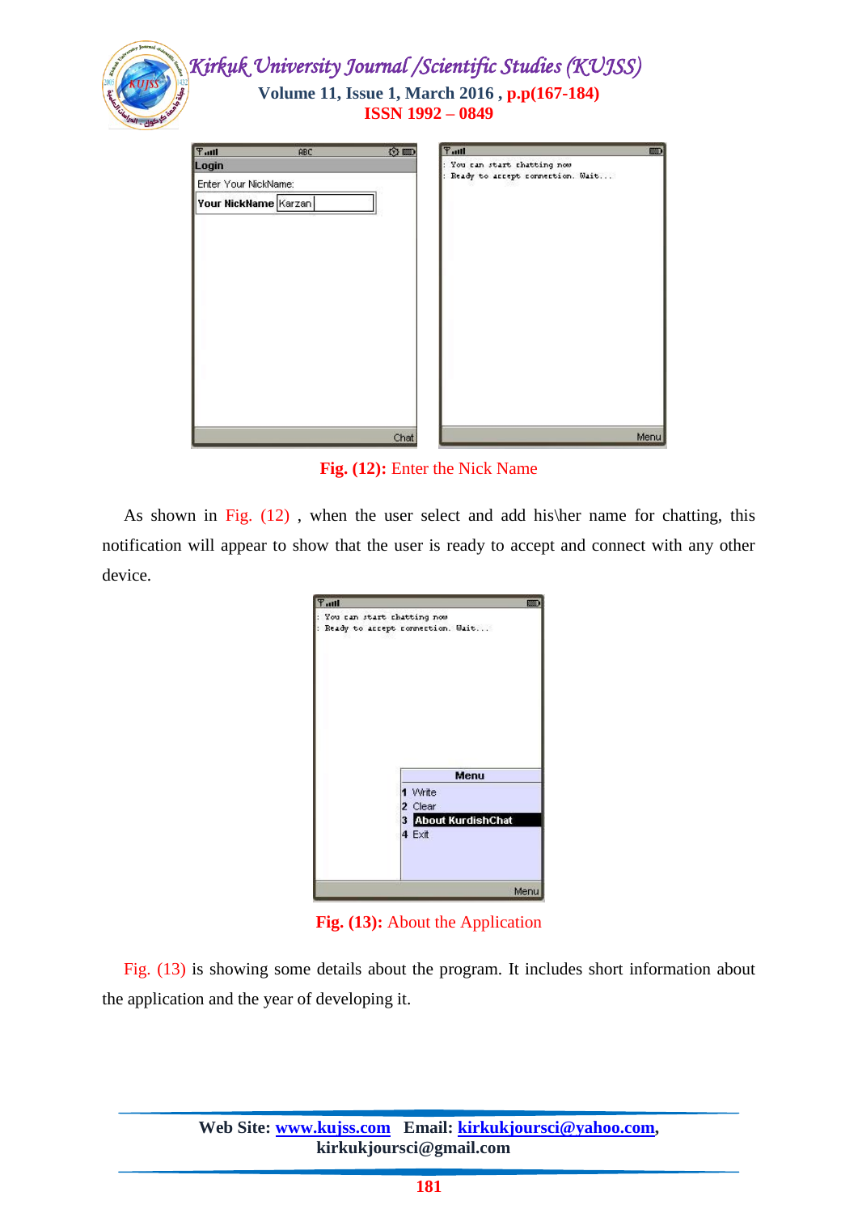Fig. (12): Enter the Nick Name

As shown in Fig. (12) , when the user select and add his\her name for chatting, this notification will appear to show that the user is ready to accept and connect with any other device.

Fig. (13): About the Application

Fig. (13) is showing some details about the program. It includes short information about the application and the year of developing it.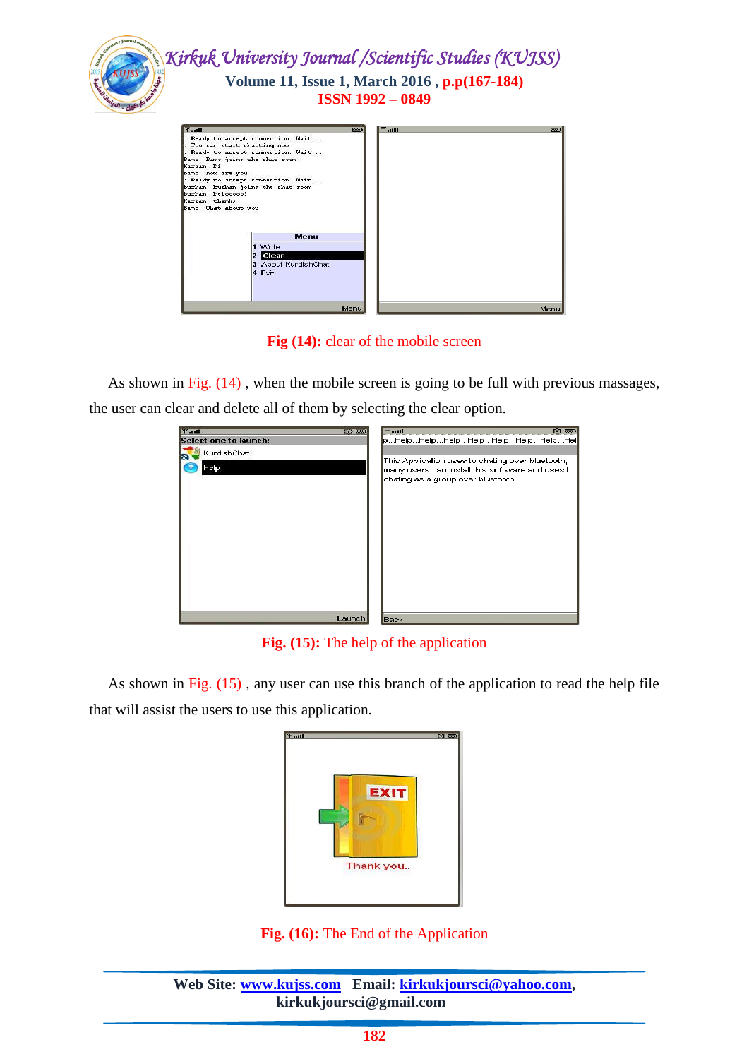**Fig (14):** clear of the mobile screen

As shown in Fig. (14) , when the mobile screen is going to be full with previous massages, the user can clear and delete all of them by selecting the clear option.

**Fig. (15):** The help of the application

As shown in Fig. (15) , any user can use this branch of the application to read the help file that will assist the users to use this application.

**Fig. (16):** The End of the Application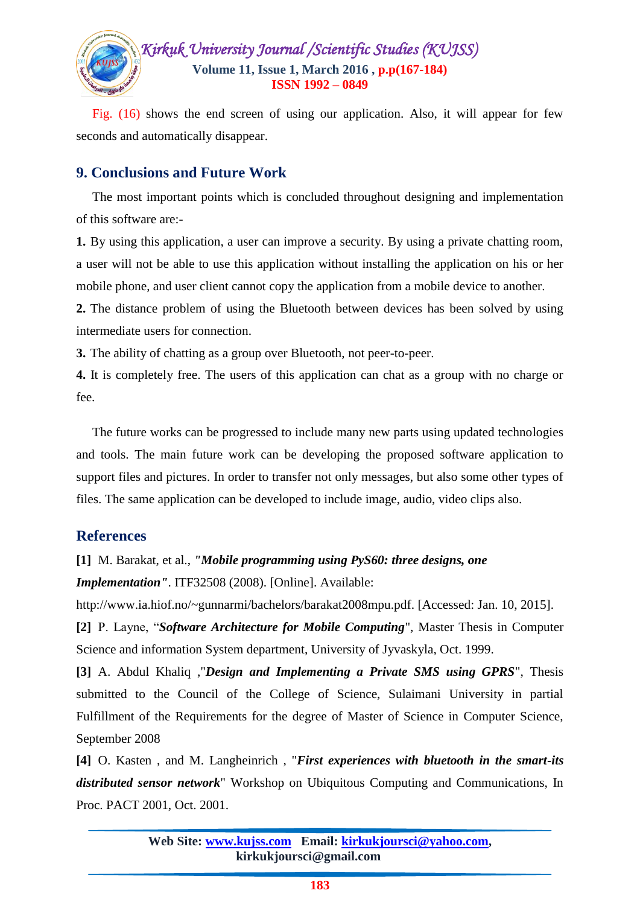Fig. (16) shows the end screen of using our application. Also, it will appear for few seconds and automatically disappear.

## 9. Conclusions and Future Work

The most important points which is concluded throughout designing and implementation of this software are:-

**1.** By using this application, a user can improve a security. By using a private chatting room, a user will not be able to use this application without installing the application on his or her mobile phone, and user client cannot copy the application from a mobile device to another.

**2.** The distance problem of using the Bluetooth between devices has been solved by using intermediate users for connection.

**3.** The ability of chatting as a group over Bluetooth, not peer-to-peer.

**4.** It is completely free. The users of this application can chat as a group with no charge or fee.

The future works can be progressed to include many new parts using updated technologies and tools. The main future work can be developing the proposed software application to support files and pictures. In order to transfer not only messages, but also some other types of files. The same application can be developed to include image, audio, video clips also.

## References

**[1]** M. Barakat, et al., ***"Mobile programming using PyS60: three designs, one Implementation"***. ITF32508 (2008). [Online]. Available: http://www.ia.hiof.no/~gunnarmi/bachelors/barakat2008mpu.pdf. [Accessed: Jan. 10, 2015].

**[2]** P. Layne, "***Software Architecture for Mobile Computing***", Master Thesis in Computer Science and information System department, University of Jyvaskyla, Oct. 1999.

**[3]** A. Abdul Khaliq ,"***Design and Implementing a Private SMS using GPRS***", Thesis submitted to the Council of the College of Science, Sulaimani University in partial Fulfillment of the Requirements for the degree of Master of Science in Computer Science, September 2008

**[4]** O. Kasten , and M. Langheinrich , "***First experiences with bluetooth in the smart-its distributed sensor network***" Workshop on Ubiquitous Computing and Communications, In Proc. PACT 2001, Oct. 2001.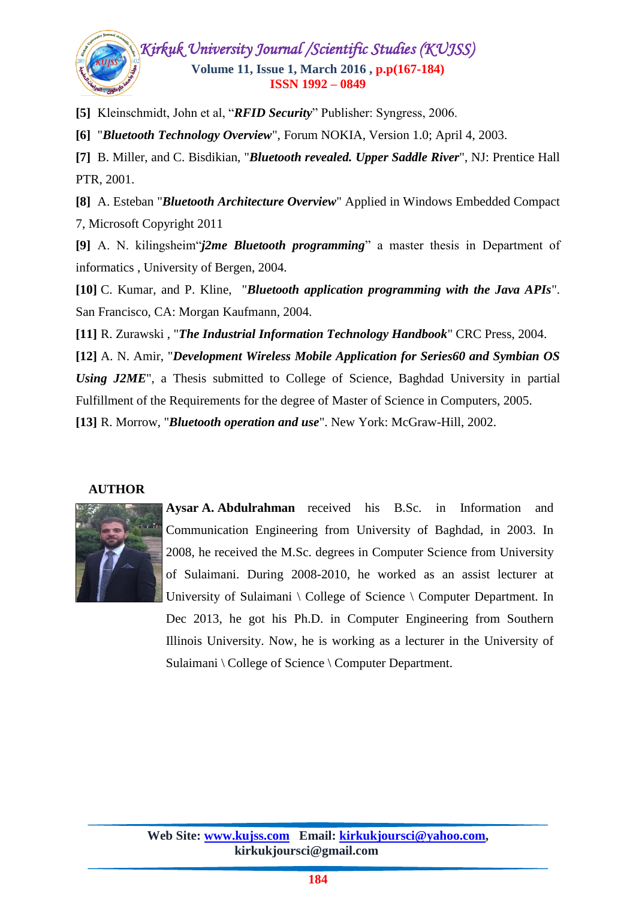**[5]** Kleinschmidt, John et al, "***RFID Security***" Publisher: Syngress, 2006.

**[6]** "***Bluetooth Technology Overview***", Forum NOKIA, Version 1.0; April 4, 2003.

**[7]** B. Miller, and C. Bisdikian, "***Bluetooth revealed. Upper Saddle River***", NJ: Prentice Hall PTR, 2001.

**[8]** A. Esteban "***Bluetooth Architecture Overview***" Applied in Windows Embedded Compact 7, Microsoft Copyright 2011

**[9]** A. N. kilingsheim"***j2me Bluetooth programming***" a master thesis in Department of informatics , University of Bergen, 2004.

**[10]** C. Kumar, and P. Kline, "***Bluetooth application programming with the Java APIs***". San Francisco, CA: Morgan Kaufmann, 2004.

**[11]** R. Zurawski , "***The Industrial Information Technology Handbook***" CRC Press, 2004.

**[12]** A. N. Amir, "***Development Wireless Mobile Application for Series60 and Symbian OS Using J2ME***", a Thesis submitted to College of Science, Baghdad University in partial Fulfillment of the Requirements for the degree of Master of Science in Computers, 2005.

**[13]** R. Morrow, "***Bluetooth operation and use***". New York: McGraw-Hill, 2002.

**AUTHOR**

**Aysar A. Abdulrahman** received his B.Sc. in Information and Communication Engineering from University of Baghdad, in 2003. In 2008, he received the M.Sc. degrees in Computer Science from University of Sulaimani. During 2008-2010, he worked as an assist lecturer at University of Sulaimani \ College of Science \ Computer Department. In Dec 2013, he got his Ph.D. in Computer Engineering from Southern Illinois University. Now, he is working as a lecturer in the University of Sulaimani \ College of Science \ Computer Department.